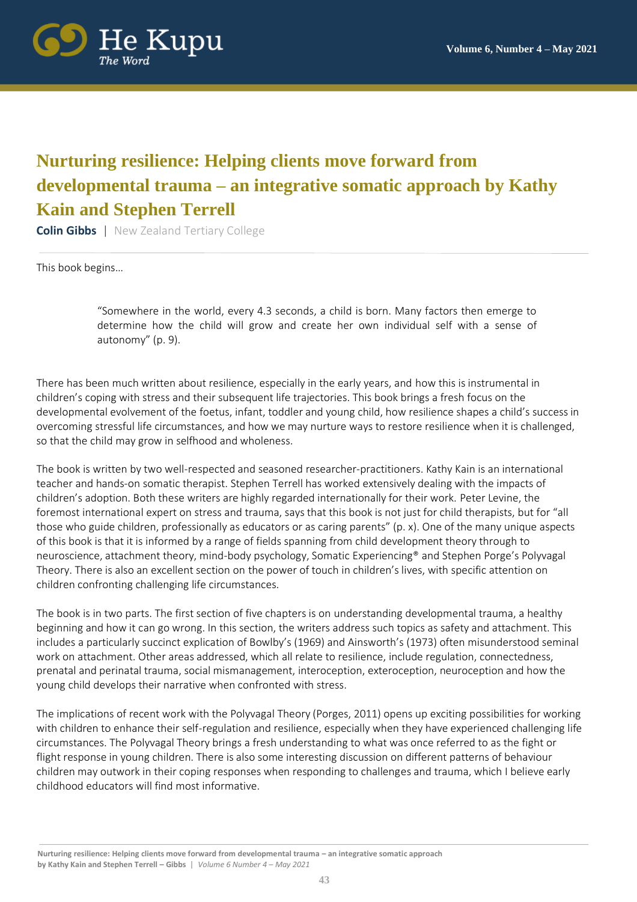# Nurturing resilience: Helping clients move forward from developmental trauma – an integrative somatic approach by Kathy Kain and Stephen Terrell

**Colin Gibbs** | New Zealand Tertiary College

This book begins…

> "Somewhere in the world, every 4.3 seconds, a child is born. Many factors then emerge to determine how the child will grow and create her own individual self with a sense of autonomy" (p. 9).

There has been much written about resilience, especially in the early years, and how this is instrumental in children's coping with stress and their subsequent life trajectories. This book brings a fresh focus on the developmental evolvement of the foetus, infant, toddler and young child, how resilience shapes a child's success in overcoming stressful life circumstances, and how we may nurture ways to restore resilience when it is challenged, so that the child may grow in selfhood and wholeness.

The book is written by two well-respected and seasoned researcher-practitioners. Kathy Kain is an international teacher and hands-on somatic therapist. Stephen Terrell has worked extensively dealing with the impacts of children's adoption. Both these writers are highly regarded internationally for their work. Peter Levine, the foremost international expert on stress and trauma, says that this book is not just for child therapists, but for "all those who guide children, professionally as educators or as caring parents" (p. x). One of the many unique aspects of this book is that it is informed by a range of fields spanning from child development theory through to neuroscience, attachment theory, mind-body psychology, Somatic Experiencing® and Stephen Porge's Polyvagal Theory. There is also an excellent section on the power of touch in children's lives, with specific attention on children confronting challenging life circumstances.

The book is in two parts. The first section of five chapters is on understanding developmental trauma, a healthy beginning and how it can go wrong. In this section, the writers address such topics as safety and attachment. This includes a particularly succinct explication of Bowlby's (1969) and Ainsworth's (1973) often misunderstood seminal work on attachment. Other areas addressed, which all relate to resilience, include regulation, connectedness, prenatal and perinatal trauma, social mismanagement, interoception, exteroception, neuroception and how the young child develops their narrative when confronted with stress.

The implications of recent work with the Polyvagal Theory (Porges, 2011) opens up exciting possibilities for working with children to enhance their self-regulation and resilience, especially when they have experienced challenging life circumstances. The Polyvagal Theory brings a fresh understanding to what was once referred to as the fight or flight response in young children. There is also some interesting discussion on different patterns of behaviour children may outwork in their coping responses when responding to challenges and trauma, which I believe early childhood educators will find most informative.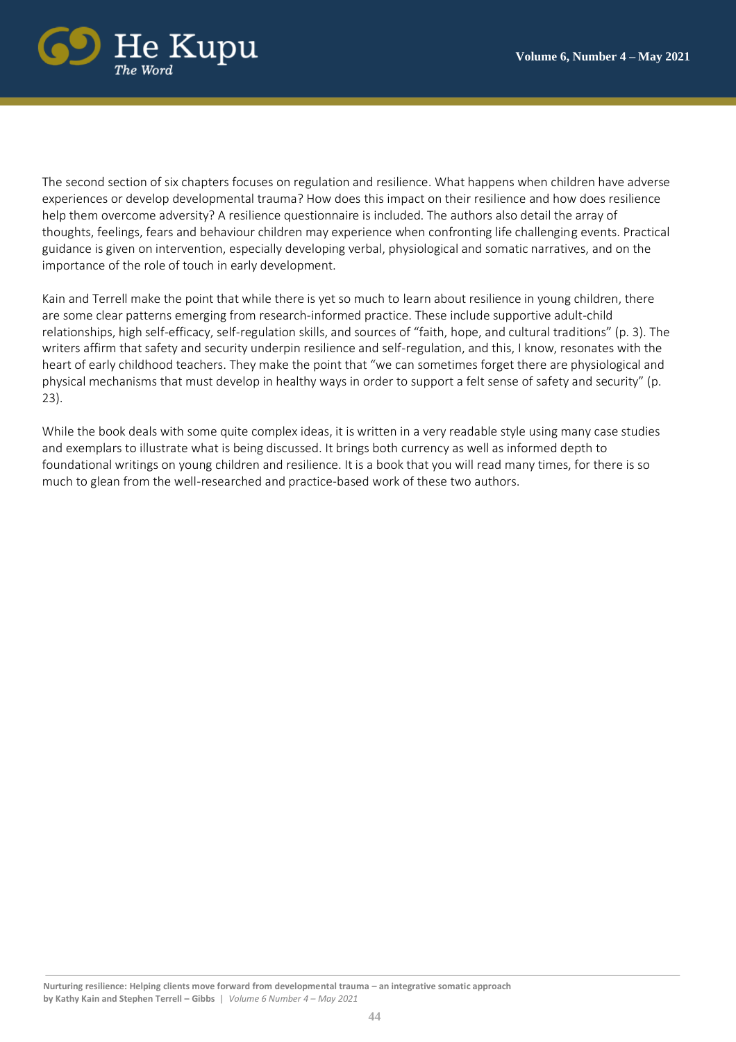The second section of six chapters focuses on regulation and resilience. What happens when children have adverse experiences or develop developmental trauma? How does this impact on their resilience and how does resilience help them overcome adversity? A resilience questionnaire is included. The authors also detail the array of thoughts, feelings, fears and behaviour children may experience when confronting life challenging events. Practical guidance is given on intervention, especially developing verbal, physiological and somatic narratives, and on the importance of the role of touch in early development.

Kain and Terrell make the point that while there is yet so much to learn about resilience in young children, there are some clear patterns emerging from research-informed practice. These include supportive adult-child relationships, high self-efficacy, self-regulation skills, and sources of "faith, hope, and cultural traditions" (p. 3). The writers affirm that safety and security underpin resilience and self-regulation, and this, I know, resonates with the heart of early childhood teachers. They make the point that "we can sometimes forget there are physiological and physical mechanisms that must develop in healthy ways in order to support a felt sense of safety and security" (p. 23).

While the book deals with some quite complex ideas, it is written in a very readable style using many case studies and exemplars to illustrate what is being discussed. It brings both currency as well as informed depth to foundational writings on young children and resilience. It is a book that you will read many times, for there is so much to glean from the well-researched and practice-based work of these two authors.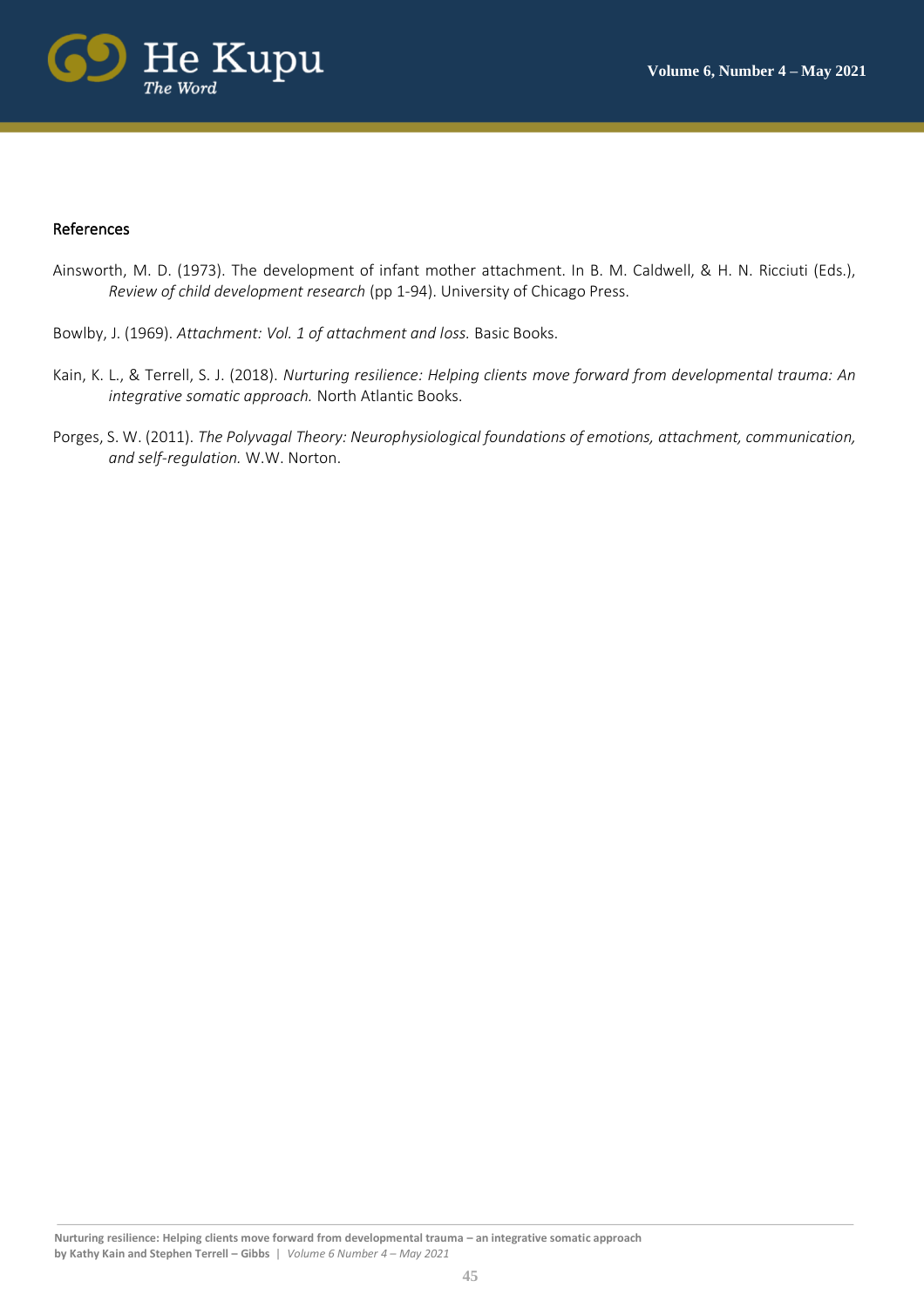## References

Ainsworth, M. D. (1973). The development of infant mother attachment. In B. M. Caldwell, & H. N. Ricciuti (Eds.), *Review of child development research* (pp 1-94). University of Chicago Press.

Bowlby, J. (1969). *Attachment: Vol. 1 of attachment and loss.* Basic Books.

Kain, K. L., & Terrell, S. J. (2018). *Nurturing resilience: Helping clients move forward from developmental trauma: An integrative somatic approach.* North Atlantic Books.

Porges, S. W. (2011). *The Polyvagal Theory: Neurophysiological foundations of emotions, attachment, communication, and self-regulation.* W.W. Norton.